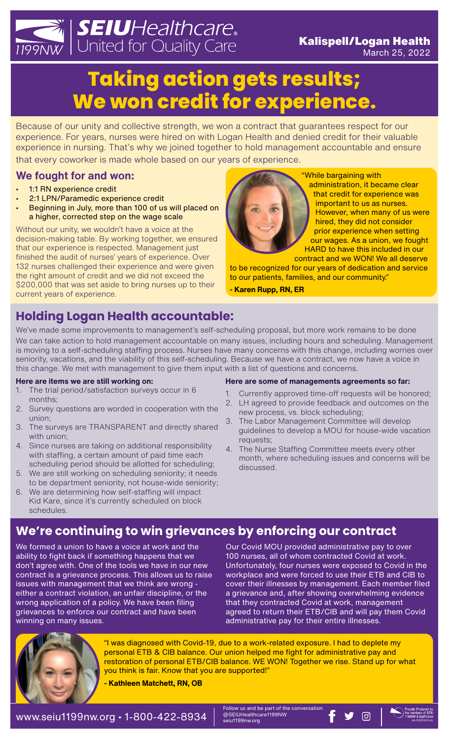SEIU Healthcare 1199NW | United for Quality Care

**Kalispell/Logan Health**
March 25, 2022

# Taking action gets results; We won credit for experience.

Because of our unity and collective strength, we won a contract that guarantees respect for our experience. For years, nurses were hired on with Logan Health and denied credit for their valuable experience in nursing. That's why we joined together to hold management accountable and ensure that every coworker is made whole based on our years of experience.

## We fought for and won:

- 1:1 RN experience credit
- 2:1 LPN/Paramedic experience credit
- Beginning in July, more than 100 of us will placed on a higher, corrected step on the wage scale

Without our unity, we wouldn't have a voice at the decision-making table. By working together, we ensured that our experience is respected. Management just finished the audit of nurses' years of experience. Over 132 nurses challenged their experience and were given the right amount of credit and we did not exceed the $200,000 that was set aside to bring nurses up to their current years of experience.

"While bargaining with administration, it became clear that credit for experience was important to us as nurses. However, when many of us were hired, they did not consider prior experience when setting our wages. As a union, we fought HARD to have this included in our contract and we WON! We all deserve to be recognized for our years of dedication and service to our patients, families, and our community."

**- Karen Rupp, RN, ER**

## Holding Logan Health accountable:

We've made some improvements to management's self-scheduling proposal, but more work remains to be done

We can take action to hold management accountable on many issues, including hours and scheduling. Management is moving to a self-scheduling staffing process. Nurses have many concerns with this change, including worries over seniority, vacations, and the viability of this self-scheduling. Because we have a contract, we now have a voice in this change. We met with management to give them input with a list of questions and concerns.

**Here are items we are still working on:**

1. The trial period/satisfaction surveys occur in 6 months;
2. Survey questions are worded in cooperation with the union;
3. The surveys are TRANSPARENT and directly shared with union;
4. Since nurses are taking on additional responsibility with staffing, a certain amount of paid time each scheduling period should be allotted for scheduling;
5. We are still working on scheduling seniority; it needs to be department seniority, not house-wide seniority;
6. We are determining how self-staffing will impact Kid Kare, since it's currently scheduled on block schedules.

**Here are some of managements agreements so far:**

1. Currently approved time-off requests will be honored;
2. LH agreed to provide feedback and outcomes on the new process, vs. block scheduling;
3. The Labor Management Committee will develop guidelines to develop a MOU for house-wide vacation requests;
4. The Nurse Staffing Committee meets every other month, where scheduling issues and concerns will be discussed.

## We're continuing to win grievances by enforcing our contract

We formed a union to have a voice at work and the ability to fight back if something happens that we don't agree with. One of the tools we have in our new contract is a grievance process. This allows us to raise issues with management that we think are wrong - either a contract violation, an unfair discipline, or the wrong application of a policy. We have been filing grievances to enforce our contract and have been winning on many issues.

Our Covid MOU provided administrative pay to over 100 nurses, all of whom contracted Covid at work. Unfortunately, four nurses were exposed to Covid in the workplace and were forced to use their ETB and CIB to cover their illnesses by management. Each member filed a grievance and, after showing overwhelming evidence that they contracted Covid at work, management agreed to return their ETB/CIB and will pay them Covid administrative pay for their entire illnesses.

"I was diagnosed with Covid-19, due to a work-related exposure. I had to deplete my personal ETB & CIB balance. Our union helped me fight for administrative pay and restoration of personal ETB/CIB balance. WE WON! Together we rise. Stand up for what you think is fair. Know that you are supported!"

**- Kathleen Matchett, RN, OB**

www.seiu1199nw.org • 1-800-422-8934 | Follow us and be part of the conversation @SEIUHealthcare1199NW seiu1199nw.org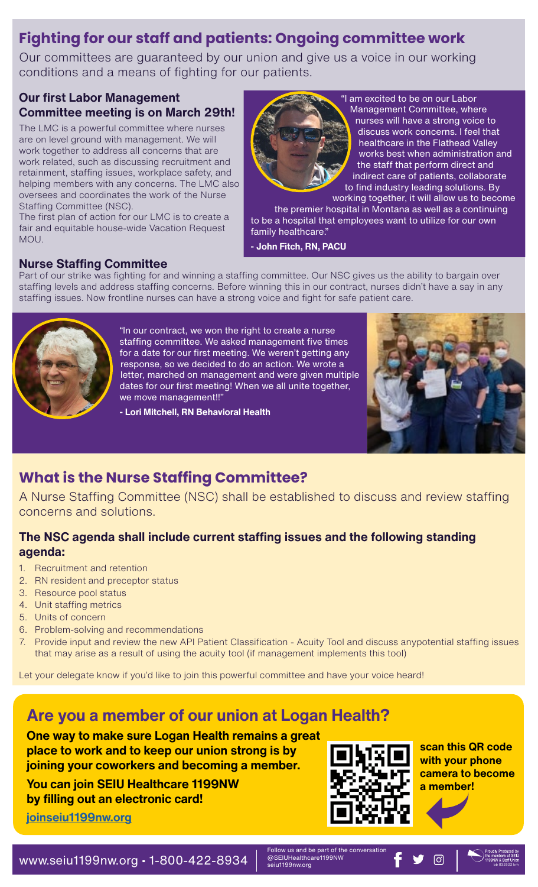## Fighting for our staff and patients: Ongoing committee work

Our committees are guaranteed by our union and give us a voice in our working conditions and a means of fighting for our patients.

### Our first Labor Management Committee meeting is on March 29th!

The LMC is a powerful committee where nurses are on level ground with management. We will work together to address all concerns that are work related, such as discussing recruitment and retainment, staffing issues, workplace safety, and helping members with any concerns. The LMC also oversees and coordinates the work of the Nurse Staffing Committee (NSC).

The first plan of action for our LMC is to create a fair and equitable house-wide Vacation Request MOU.

"I am excited to be on our Labor Management Committee, where nurses will have a strong voice to discuss work concerns. I feel that healthcare in the Flathead Valley works best when administration and the staff that perform direct and indirect care of patients, collaborate to find industry leading solutions. By working together, it will allow us to become the premier hospital in Montana as well as a continuing to be a hospital that employees want to utilize for our own family healthcare."

**- John Fitch, RN, PACU**

### Nurse Staffing Committee

Part of our strike was fighting for and winning a staffing committee. Our NSC gives us the ability to bargain over staffing levels and address staffing concerns. Before winning this in our contract, nurses didn't have a say in any staffing issues. Now frontline nurses can have a strong voice and fight for safe patient care.

"In our contract, we won the right to create a nurse staffing committee. We asked management five times for a date for our first meeting. We weren't getting any response, so we decided to do an action. We wrote a letter, marched on management and were given multiple dates for our first meeting! When we all unite together, we move management!!"

**- Lori Mitchell, RN Behavioral Health**

## What is the Nurse Staffing Committee?

A Nurse Staffing Committee (NSC) shall be established to discuss and review staffing concerns and solutions.

### The NSC agenda shall include current staffing issues and the following standing agenda:

1. Recruitment and retention
2. RN resident and preceptor status
3. Resource pool status
4. Unit staffing metrics
5. Units of concern
6. Problem-solving and recommendations
7. Provide input and review the new API Patient Classification - Acuity Tool and discuss anypotential staffing issues that may arise as a result of using the acuity tool (if management implements this tool)

Let your delegate know if you'd like to join this powerful committee and have your voice heard!

## Are you a member of our union at Logan Health?

**One way to make sure Logan Health remains a great place to work and to keep our union strong is by joining your coworkers and becoming a member.**

**You can join SEIU Healthcare 1199NW by filling out an electronic card!**

joinseiu1199nw.org

**scan this QR code with your phone camera to become a member!**

www.seiu1199nw.org • 1-800-422-8934

Follow us and be part of the conversation
@SEIUHealthcare1199NW
seiu1199nw.org

Proudly Produced by the members of SEIU 1199NW & Staff Union